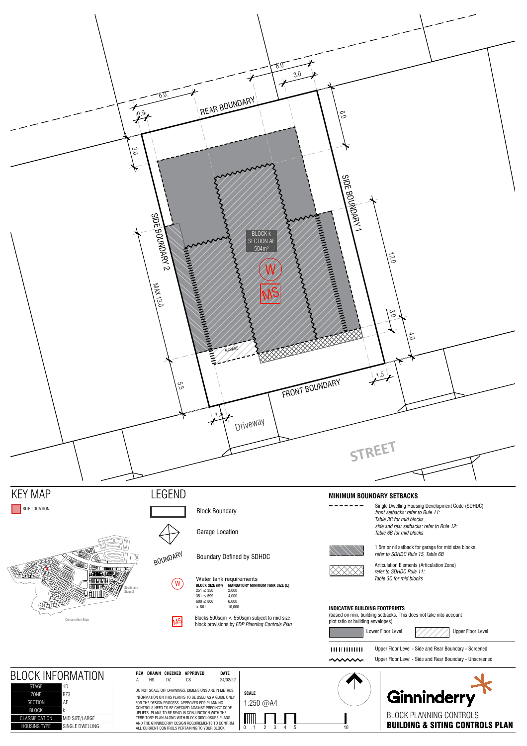REAR BOUNDARY

SIDE BOUNDARY 1

SIDE BOUNDARY 2

FRONT BOUNDARY

Driveway

STREET

BLOCK k
SECTION AE
504m²

W

MS

GARAGE

6.0 | 3.0 | 6.0 | 0.9 | 3.0 | 6.0 | 12.0 | 3.0 | 4.0 | MAX 13.0 | 5.5 | 1.5 | 1.5

# KEY MAP

SITE LOCATION

Strathnairn Stage 2

Conservation Edge

# LEGEND

Block Boundary

Garage Location

BOUNDARY — Boundary Defined by SDHDC

W — Water tank requirements

| BLOCK SIZE (M²) | MANDATORY MINIMUM TANK SIZE (L) |
|---|---|
| 251 ≤ 350 | 2,000 |
| 351 ≤ 599 | 4,000 |
| 600 ≤ 800 | 6,000 |
| > 801 | 10,000 |

MS — Blocks 500sqm < 550sqm subject to mid size block provisions by *EDP Planning Controls Plan*

## MINIMUM BOUNDARY SETBACKS

Single Dwelling Housing Development Code (SDHDC)
*front setbacks: refer to Rule 11: Table 3C for mid blocks*
*side and rear setbacks: refer to Rule 12: Table 6B for mid blocks*

1.5m or nil setback for garage for mid size blocks
*refer to SDHDC Rule 15, Table 6B*

Articulation Elements (Articulation Zone)
*refer to SDHDC Rule 11: Table 3C for mid blocks*

## INDICATIVE BUILDING FOOTPRINTS

(based on min. building setbacks. This does not take into account plot ratio or building envelopes)

Lower Floor Level | Upper Floor Level

Upper Floor Level - Side and Rear Boundary - Screened

Upper Floor Level - Side and Rear Boundary - Unscreened

# BLOCK INFORMATION

| STAGE | 1D |
|---|---|
| ZONE | RZ3 |
| SECTION | AE |
| BLOCK | k |
| CLASSIFICATION | MID SIZE/LARGE |
| HOUSING TYPE | SINGLE DWELLING |

| REV | DRAWN | CHECKED | APPROVED | DATE |
|---|---|---|---|---|
| A | HS | DZ | CS | 24/02/22 |

DO NOT SCALE OFF DRAWINGS. DIMENSIONS ARE IN METRES.

INFORMATION ON THIS PLAN IS TO BE USED AS A GUIDE ONLY FOR THE DESIGN PROCESS. APPROVED EDP PLANNING CONTROLS NEED TO BE CHECKED AGAINST PRECINCT CODE UPLIFTS. PLANS TO BE READ IN CONJUNCTION WITH THE TERRITORY PLAN ALONG WITH BLOCK DISCLOSURE PLANS AND THE GINNINDERRY DESIGN REQUIREMENTS TO CONFIRM ALL CURRENT CONTROLS PERTAINING TO YOUR BLOCK.

**SCALE**

1:250 @A4

0 1 2 3 4 5 10

Ginninderry

BLOCK PLANNING CONTROLS

**BUILDING & SITING CONTROLS PLAN**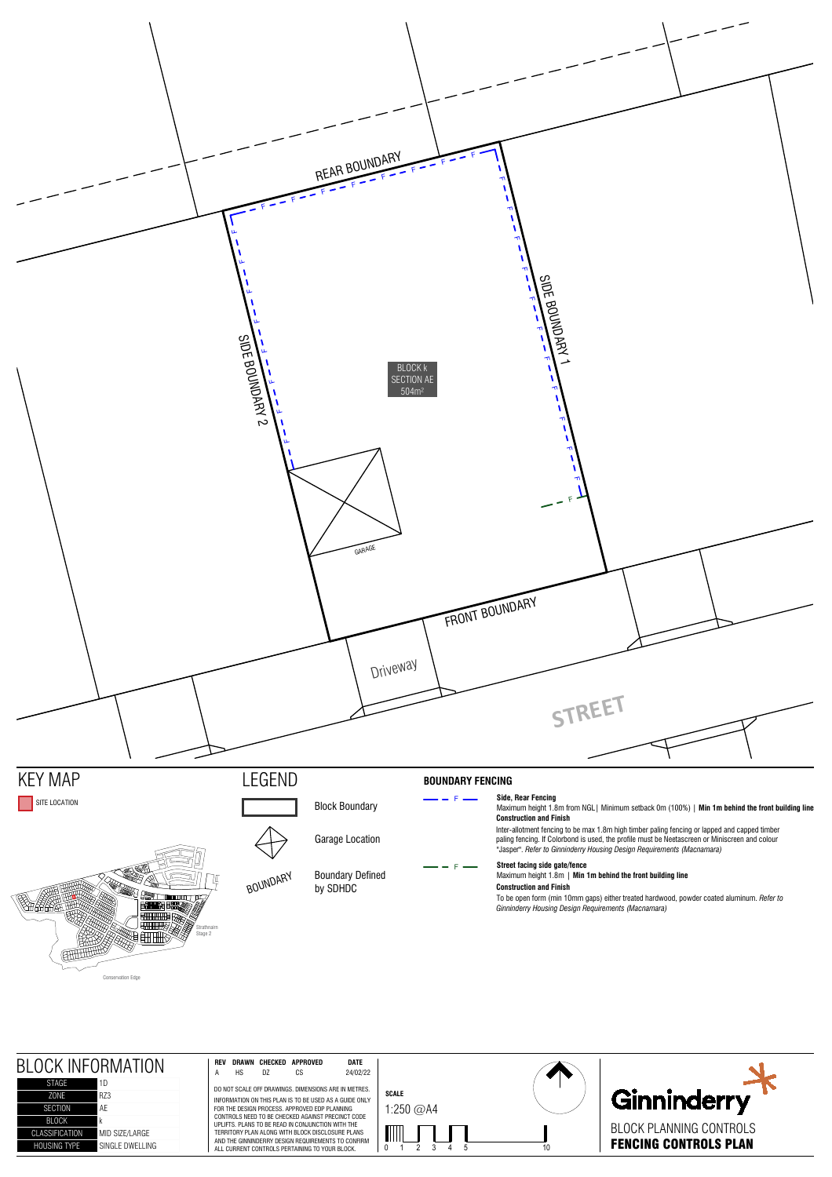REAR BOUNDARY

SIDE BOUNDARY 1

SIDE BOUNDARY 2

BLOCK k
SECTION AE
504m²

GARAGE

FRONT BOUNDARY

Driveway

STREET

## KEY MAP

SITE LOCATION

Strathnairn Stage 2

Conservation Edge

## LEGEND

Block Boundary

Garage Location

Boundary Defined by SDHDC

## BOUNDARY FENCING

**Side, Rear Fencing**

Maximum height 1.8m from NGL| Minimum setback 0m (100%) | **Min 1m behind the front building line**

**Construction and Finish**

Inter-allotment fencing to be max 1.8m high timber paling fencing or lapped and capped timber paling fencing. If Colorbond is used, the profile must be Neetascreen or Miniscreen and colour "Jasper". *Refer to Ginninderry Housing Design Requirements (Macnamara)*

**Street facing side gate/fence**

Maximum height 1.8m | **Min 1m behind the front building line**

**Construction and Finish**

To be open form (min 10mm gaps) either treated hardwood, powder coated aluminum. *Refer to Ginninderry Housing Design Requirements (Macnamara)*

## BLOCK INFORMATION

| | |
|---|---|
| STAGE | 1D |
| ZONE | RZ3 |
| SECTION | AE |
| BLOCK | k |
| CLASSIFICATION | MID SIZE/LARGE |
| HOUSING TYPE | SINGLE DWELLING |

| REV | DRAWN | CHECKED | APPROVED | DATE |
|---|---|---|---|---|
| A | HS | DZ | CS | 24/02/22 |

DO NOT SCALE OFF DRAWINGS. DIMENSIONS ARE IN METRES.

INFORMATION ON THIS PLAN IS TO BE USED AS A GUIDE ONLY FOR THE DESIGN PROCESS. APPROVED EDP PLANNING CONTROLS NEED TO BE CHECKED AGAINST PRECINCT CODE UPLIFTS. PLANS TO BE READ IN CONJUNCTION WITH THE TERRITORY PLAN ALONG WITH BLOCK DISCLOSURE PLANS AND THE GINNINDERRY DESIGN REQUIREMENTS TO CONFIRM ALL CURRENT CONTROLS PERTAINING TO YOUR BLOCK.

**SCALE**

1:250 @A4

0 1 2 3 4 5 10

Ginninderry

BLOCK PLANNING CONTROLS

**FENCING CONTROLS PLAN**